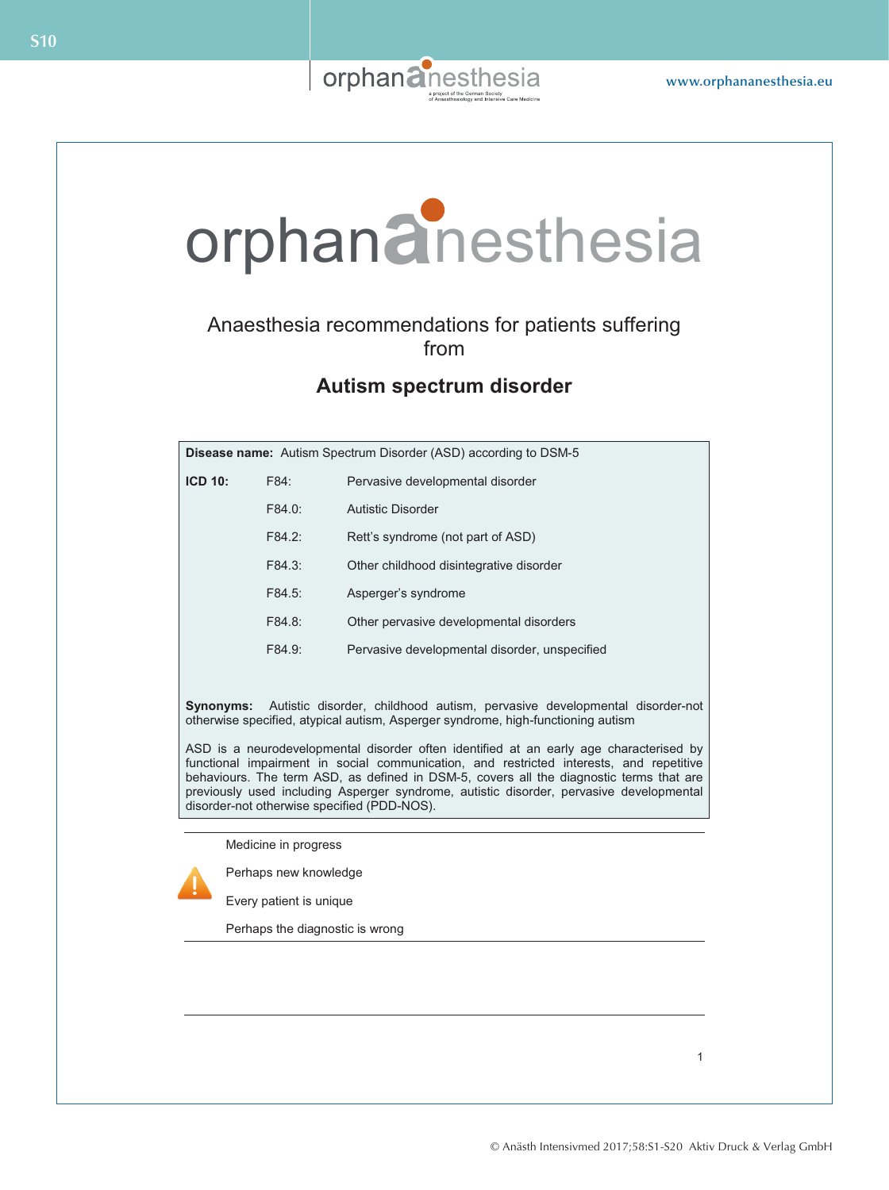# orphananesthesia

Anaesthesia recommendations for patients suffering from

## Autism spectrum disorder

**Disease name:** Autism Spectrum Disorder (ASD) according to DSM-5

| **ICD 10:** | F84: | Pervasive developmental disorder |
|---|---|---|
| | F84.0: | Autistic Disorder |
| | F84.2: | Rett's syndrome (not part of ASD) |
| | F84.3: | Other childhood disintegrative disorder |
| | F84.5: | Asperger's syndrome |
| | F84.8: | Other pervasive developmental disorders |
| | F84.9: | Pervasive developmental disorder, unspecified |

**Synonyms:** Autistic disorder, childhood autism, pervasive developmental disorder-not otherwise specified, atypical autism, Asperger syndrome, high-functioning autism

ASD is a neurodevelopmental disorder often identified at an early age characterised by functional impairment in social communication, and restricted interests, and repetitive behaviours. The term ASD, as defined in DSM-5, covers all the diagnostic terms that are previously used including Asperger syndrome, autistic disorder, pervasive developmental disorder-not otherwise specified (PDD-NOS).

Medicine in progress

Perhaps new knowledge

Every patient is unique

Perhaps the diagnostic is wrong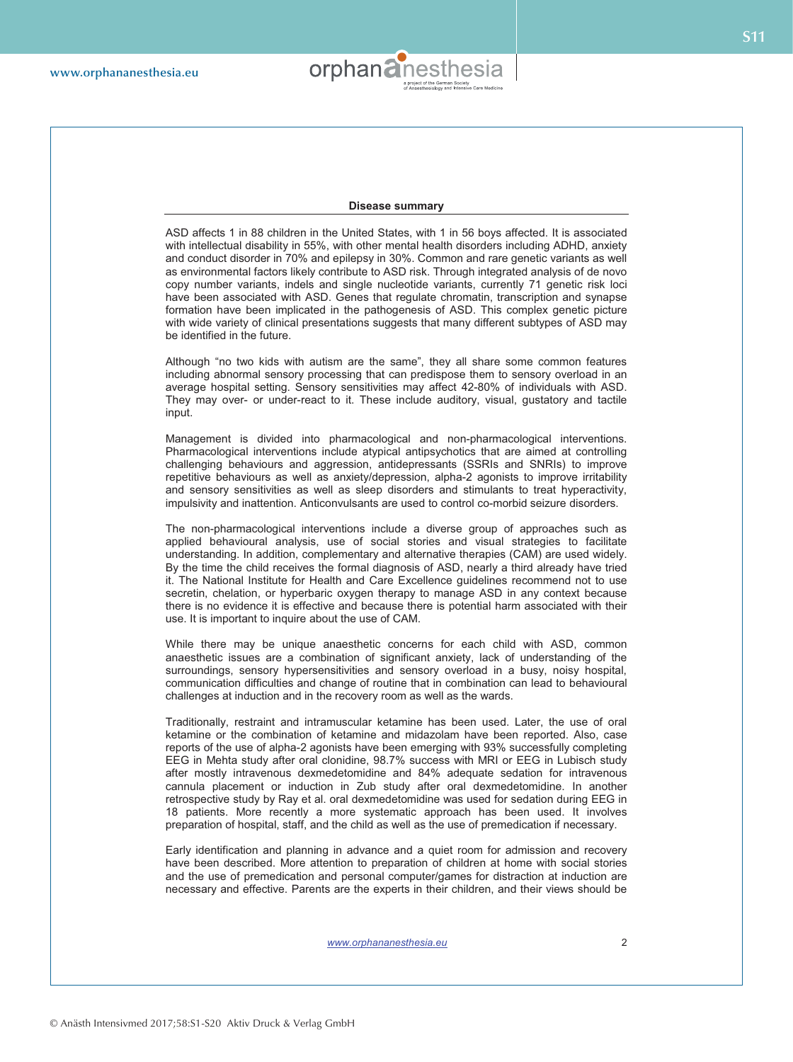## Disease summary

ASD affects 1 in 88 children in the United States, with 1 in 56 boys affected. It is associated with intellectual disability in 55%, with other mental health disorders including ADHD, anxiety and conduct disorder in 70% and epilepsy in 30%. Common and rare genetic variants as well as environmental factors likely contribute to ASD risk. Through integrated analysis of de novo copy number variants, indels and single nucleotide variants, currently 71 genetic risk loci have been associated with ASD. Genes that regulate chromatin, transcription and synapse formation have been implicated in the pathogenesis of ASD. This complex genetic picture with wide variety of clinical presentations suggests that many different subtypes of ASD may be identified in the future.

Although "no two kids with autism are the same", they all share some common features including abnormal sensory processing that can predispose them to sensory overload in an average hospital setting. Sensory sensitivities may affect 42-80% of individuals with ASD. They may over- or under-react to it. These include auditory, visual, gustatory and tactile input.

Management is divided into pharmacological and non-pharmacological interventions. Pharmacological interventions include atypical antipsychotics that are aimed at controlling challenging behaviours and aggression, antidepressants (SSRIs and SNRIs) to improve repetitive behaviours as well as anxiety/depression, alpha-2 agonists to improve irritability and sensory sensitivities as well as sleep disorders and stimulants to treat hyperactivity, impulsivity and inattention. Anticonvulsants are used to control co-morbid seizure disorders.

The non-pharmacological interventions include a diverse group of approaches such as applied behavioural analysis, use of social stories and visual strategies to facilitate understanding. In addition, complementary and alternative therapies (CAM) are used widely. By the time the child receives the formal diagnosis of ASD, nearly a third already have tried it. The National Institute for Health and Care Excellence guidelines recommend not to use secretin, chelation, or hyperbaric oxygen therapy to manage ASD in any context because there is no evidence it is effective and because there is potential harm associated with their use. It is important to inquire about the use of CAM.

While there may be unique anaesthetic concerns for each child with ASD, common anaesthetic issues are a combination of significant anxiety, lack of understanding of the surroundings, sensory hypersensitivities and sensory overload in a busy, noisy hospital, communication difficulties and change of routine that in combination can lead to behavioural challenges at induction and in the recovery room as well as the wards.

Traditionally, restraint and intramuscular ketamine has been used. Later, the use of oral ketamine or the combination of ketamine and midazolam have been reported. Also, case reports of the use of alpha-2 agonists have been emerging with 93% successfully completing EEG in Mehta study after oral clonidine, 98.7% success with MRI or EEG in Lubisch study after mostly intravenous dexmedetomidine and 84% adequate sedation for intravenous cannula placement or induction in Zub study after oral dexmedetomidine. In another retrospective study by Ray et al. oral dexmedetomidine was used for sedation during EEG in 18 patients. More recently a more systematic approach has been used. It involves preparation of hospital, staff, and the child as well as the use of premedication if necessary.

Early identification and planning in advance and a quiet room for admission and recovery have been described. More attention to preparation of children at home with social stories and the use of premedication and personal computer/games for distraction at induction are necessary and effective. Parents are the experts in their children, and their views should be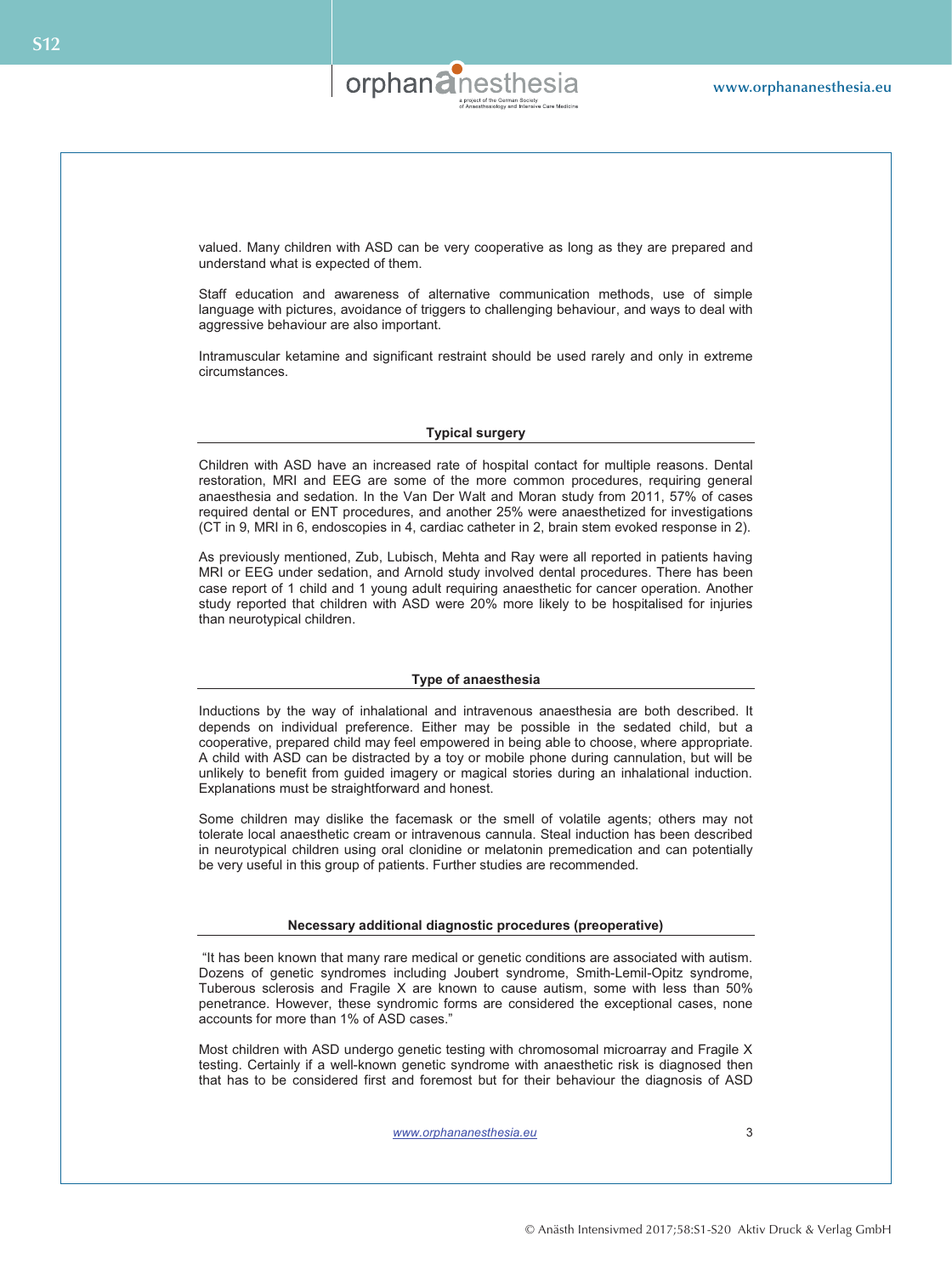valued. Many children with ASD can be very cooperative as long as they are prepared and understand what is expected of them.

Staff education and awareness of alternative communication methods, use of simple language with pictures, avoidance of triggers to challenging behaviour, and ways to deal with aggressive behaviour are also important.

Intramuscular ketamine and significant restraint should be used rarely and only in extreme circumstances.

## Typical surgery

Children with ASD have an increased rate of hospital contact for multiple reasons. Dental restoration, MRI and EEG are some of the more common procedures, requiring general anaesthesia and sedation. In the Van Der Walt and Moran study from 2011, 57% of cases required dental or ENT procedures, and another 25% were anaesthetized for investigations (CT in 9, MRI in 6, endoscopies in 4, cardiac catheter in 2, brain stem evoked response in 2).

As previously mentioned, Zub, Lubisch, Mehta and Ray were all reported in patients having MRI or EEG under sedation, and Arnold study involved dental procedures. There has been case report of 1 child and 1 young adult requiring anaesthetic for cancer operation. Another study reported that children with ASD were 20% more likely to be hospitalised for injuries than neurotypical children.

## Type of anaesthesia

Inductions by the way of inhalational and intravenous anaesthesia are both described. It depends on individual preference. Either may be possible in the sedated child, but a cooperative, prepared child may feel empowered in being able to choose, where appropriate. A child with ASD can be distracted by a toy or mobile phone during cannulation, but will be unlikely to benefit from guided imagery or magical stories during an inhalational induction. Explanations must be straightforward and honest.

Some children may dislike the facemask or the smell of volatile agents; others may not tolerate local anaesthetic cream or intravenous cannula. Steal induction has been described in neurotypical children using oral clonidine or melatonin premedication and can potentially be very useful in this group of patients. Further studies are recommended.

## Necessary additional diagnostic procedures (preoperative)

"It has been known that many rare medical or genetic conditions are associated with autism. Dozens of genetic syndromes including Joubert syndrome, Smith-Lemil-Opitz syndrome, Tuberous sclerosis and Fragile X are known to cause autism, some with less than 50% penetrance. However, these syndromic forms are considered the exceptional cases, none accounts for more than 1% of ASD cases."

Most children with ASD undergo genetic testing with chromosomal microarray and Fragile X testing. Certainly if a well-known genetic syndrome with anaesthetic risk is diagnosed then that has to be considered first and foremost but for their behaviour the diagnosis of ASD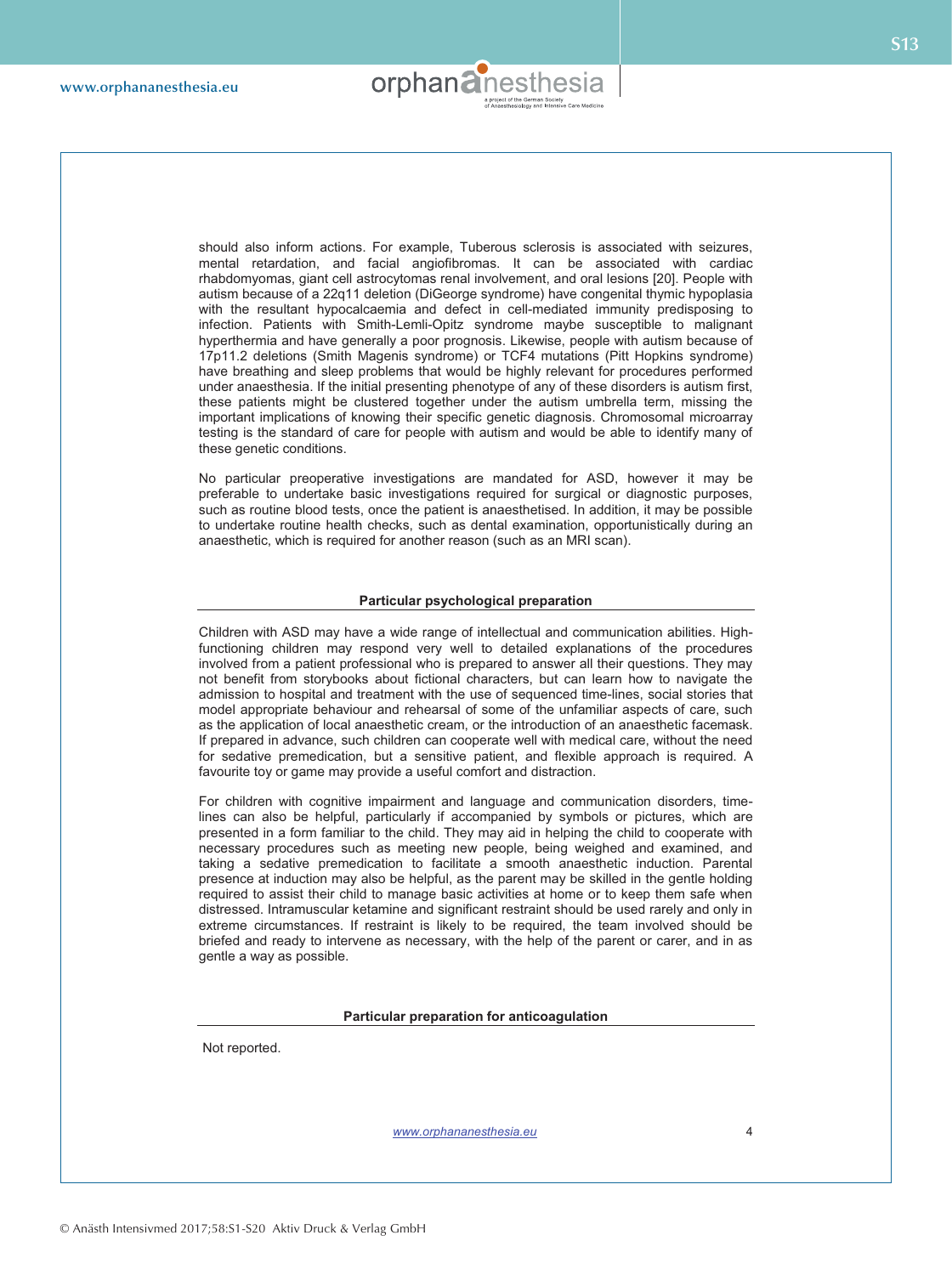should also inform actions. For example, Tuberous sclerosis is associated with seizures, mental retardation, and facial angiofibromas. It can be associated with cardiac rhabdomyomas, giant cell astrocytomas renal involvement, and oral lesions [20]. People with autism because of a 22q11 deletion (DiGeorge syndrome) have congenital thymic hypoplasia with the resultant hypocalcaemia and defect in cell-mediated immunity predisposing to infection. Patients with Smith-Lemli-Opitz syndrome maybe susceptible to malignant hyperthermia and have generally a poor prognosis. Likewise, people with autism because of 17p11.2 deletions (Smith Magenis syndrome) or TCF4 mutations (Pitt Hopkins syndrome) have breathing and sleep problems that would be highly relevant for procedures performed under anaesthesia. If the initial presenting phenotype of any of these disorders is autism first, these patients might be clustered together under the autism umbrella term, missing the important implications of knowing their specific genetic diagnosis. Chromosomal microarray testing is the standard of care for people with autism and would be able to identify many of these genetic conditions.

No particular preoperative investigations are mandated for ASD, however it may be preferable to undertake basic investigations required for surgical or diagnostic purposes, such as routine blood tests, once the patient is anaesthetised. In addition, it may be possible to undertake routine health checks, such as dental examination, opportunistically during an anaesthetic, which is required for another reason (such as an MRI scan).

## Particular psychological preparation

Children with ASD may have a wide range of intellectual and communication abilities. High-functioning children may respond very well to detailed explanations of the procedures involved from a patient professional who is prepared to answer all their questions. They may not benefit from storybooks about fictional characters, but can learn how to navigate the admission to hospital and treatment with the use of sequenced time-lines, social stories that model appropriate behaviour and rehearsal of some of the unfamiliar aspects of care, such as the application of local anaesthetic cream, or the introduction of an anaesthetic facemask. If prepared in advance, such children can cooperate well with medical care, without the need for sedative premedication, but a sensitive patient, and flexible approach is required. A favourite toy or game may provide a useful comfort and distraction.

For children with cognitive impairment and language and communication disorders, time-lines can also be helpful, particularly if accompanied by symbols or pictures, which are presented in a form familiar to the child. They may aid in helping the child to cooperate with necessary procedures such as meeting new people, being weighed and examined, and taking a sedative premedication to facilitate a smooth anaesthetic induction. Parental presence at induction may also be helpful, as the parent may be skilled in the gentle holding required to assist their child to manage basic activities at home or to keep them safe when distressed. Intramuscular ketamine and significant restraint should be used rarely and only in extreme circumstances. If restraint is likely to be required, the team involved should be briefed and ready to intervene as necessary, with the help of the parent or carer, and in as gentle a way as possible.

## Particular preparation for anticoagulation

Not reported.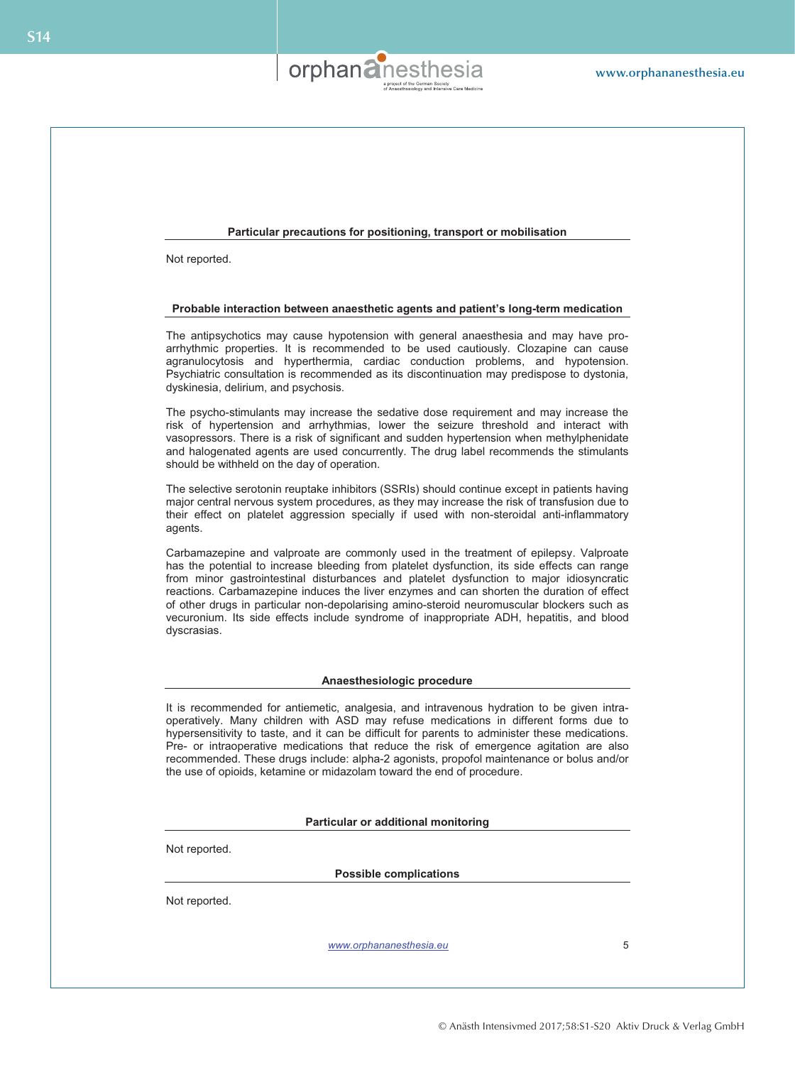## Particular precautions for positioning, transport or mobilisation

Not reported.

## Probable interaction between anaesthetic agents and patient's long-term medication

The antipsychotics may cause hypotension with general anaesthesia and may have pro-arrhythmic properties. It is recommended to be used cautiously. Clozapine can cause agranulocytosis and hyperthermia, cardiac conduction problems, and hypotension. Psychiatric consultation is recommended as its discontinuation may predispose to dystonia, dyskinesia, delirium, and psychosis.

The psycho-stimulants may increase the sedative dose requirement and may increase the risk of hypertension and arrhythmias, lower the seizure threshold and interact with vasopressors. There is a risk of significant and sudden hypertension when methylphenidate and halogenated agents are used concurrently. The drug label recommends the stimulants should be withheld on the day of operation.

The selective serotonin reuptake inhibitors (SSRIs) should continue except in patients having major central nervous system procedures, as they may increase the risk of transfusion due to their effect on platelet aggression specially if used with non-steroidal anti-inflammatory agents.

Carbamazepine and valproate are commonly used in the treatment of epilepsy. Valproate has the potential to increase bleeding from platelet dysfunction, its side effects can range from minor gastrointestinal disturbances and platelet dysfunction to major idiosyncratic reactions. Carbamazepine induces the liver enzymes and can shorten the duration of effect of other drugs in particular non-depolarising amino-steroid neuromuscular blockers such as vecuronium. Its side effects include syndrome of inappropriate ADH, hepatitis, and blood dyscrasias.

## Anaesthesiologic procedure

It is recommended for antiemetic, analgesia, and intravenous hydration to be given intra-operatively. Many children with ASD may refuse medications in different forms due to hypersensitivity to taste, and it can be difficult for parents to administer these medications. Pre- or intraoperative medications that reduce the risk of emergence agitation are also recommended. These drugs include: alpha-2 agonists, propofol maintenance or bolus and/or the use of opioids, ketamine or midazolam toward the end of procedure.

## Particular or additional monitoring

Not reported.

## Possible complications

Not reported.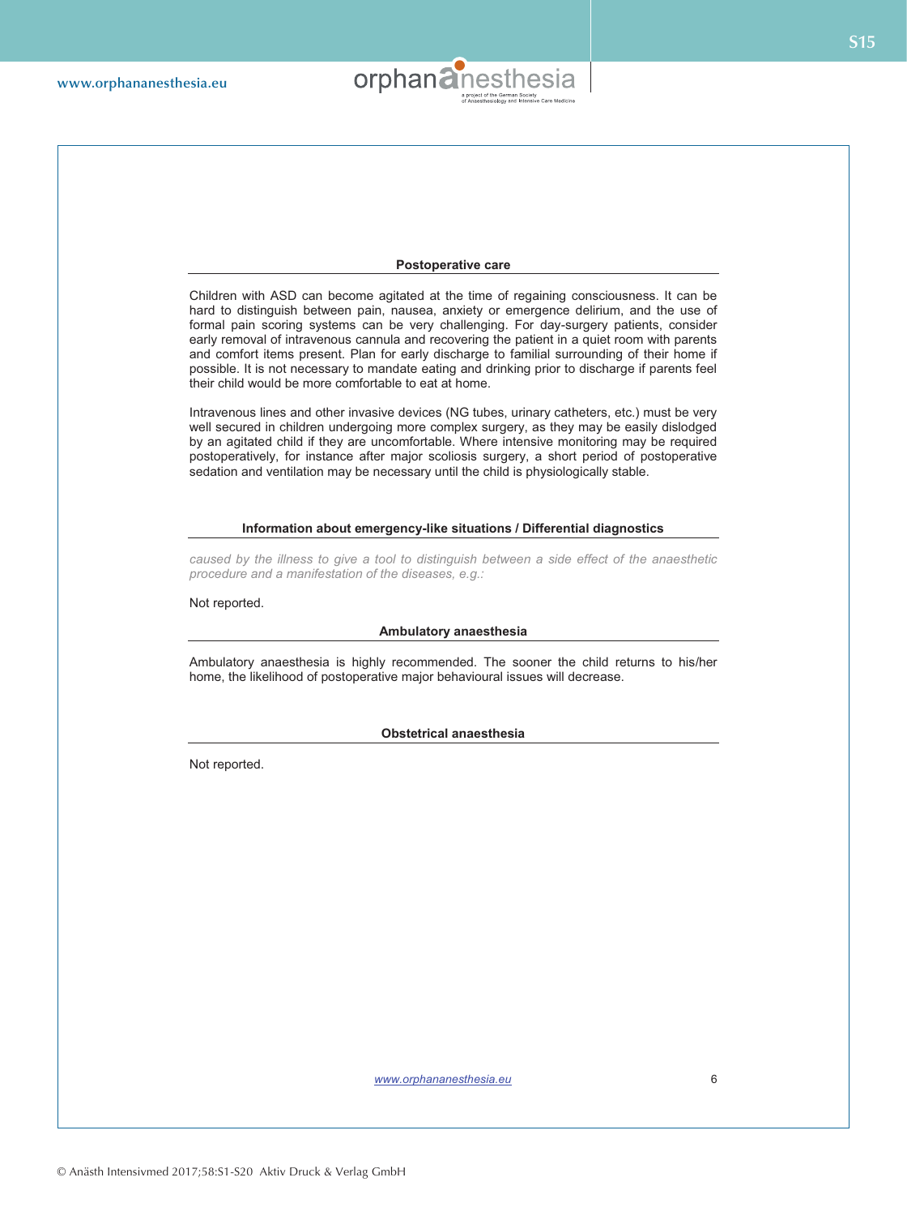## Postoperative care

Children with ASD can become agitated at the time of regaining consciousness. It can be hard to distinguish between pain, nausea, anxiety or emergence delirium, and the use of formal pain scoring systems can be very challenging. For day-surgery patients, consider early removal of intravenous cannula and recovering the patient in a quiet room with parents and comfort items present. Plan for early discharge to familial surrounding of their home if possible. It is not necessary to mandate eating and drinking prior to discharge if parents feel their child would be more comfortable to eat at home.

Intravenous lines and other invasive devices (NG tubes, urinary catheters, etc.) must be very well secured in children undergoing more complex surgery, as they may be easily dislodged by an agitated child if they are uncomfortable. Where intensive monitoring may be required postoperatively, for instance after major scoliosis surgery, a short period of postoperative sedation and ventilation may be necessary until the child is physiologically stable.

## Information about emergency-like situations / Differential diagnostics

*caused by the illness to give a tool to distinguish between a side effect of the anaesthetic procedure and a manifestation of the diseases, e.g.:*

Not reported.

## Ambulatory anaesthesia

Ambulatory anaesthesia is highly recommended. The sooner the child returns to his/her home, the likelihood of postoperative major behavioural issues will decrease.

## Obstetrical anaesthesia

Not reported.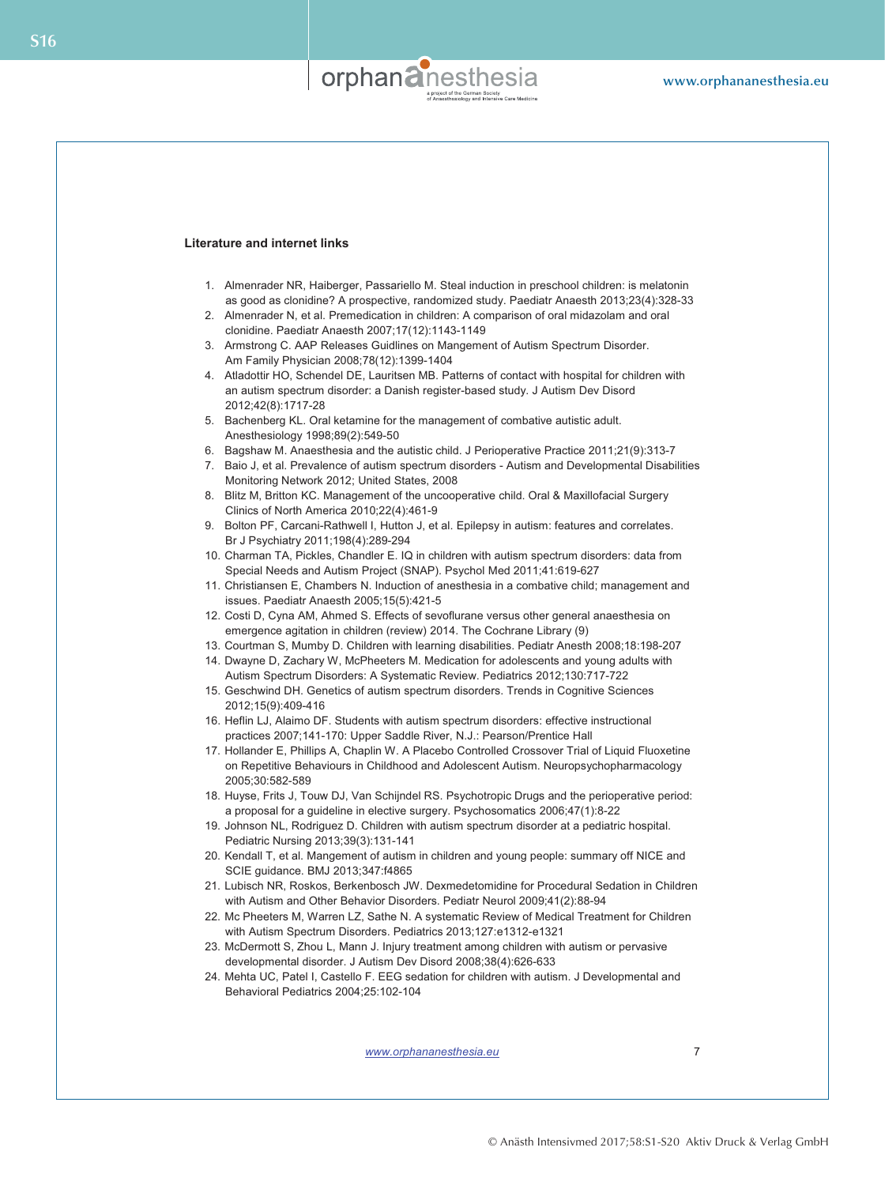**Literature and internet links**

1. Almenrader NR, Haiberger, Passariello M. Steal induction in preschool children: is melatonin as good as clonidine? A prospective, randomized study. Paediatr Anaesth 2013;23(4):328-33
2. Almenrader N, et al. Premedication in children: A comparison of oral midazolam and oral clonidine. Paediatr Anaesth 2007;17(12):1143-1149
3. Armstrong C. AAP Releases Guidlines on Mangement of Autism Spectrum Disorder. Am Family Physician 2008;78(12):1399-1404
4. Atladottir HO, Schendel DE, Lauritsen MB. Patterns of contact with hospital for children with an autism spectrum disorder: a Danish register-based study. J Autism Dev Disord 2012;42(8):1717-28
5. Bachenberg KL. Oral ketamine for the management of combative autistic adult. Anesthesiology 1998;89(2):549-50
6. Bagshaw M. Anaesthesia and the autistic child. J Perioperative Practice 2011;21(9):313-7
7. Baio J, et al. Prevalence of autism spectrum disorders - Autism and Developmental Disabilities Monitoring Network 2012; United States, 2008
8. Blitz M, Britton KC. Management of the uncooperative child. Oral & Maxillofacial Surgery Clinics of North America 2010;22(4):461-9
9. Bolton PF, Carcani-Rathwell I, Hutton J, et al. Epilepsy in autism: features and correlates. Br J Psychiatry 2011;198(4):289-294
10. Charman TA, Pickles, Chandler E. IQ in children with autism spectrum disorders: data from Special Needs and Autism Project (SNAP). Psychol Med 2011;41:619-627
11. Christiansen E, Chambers N. Induction of anesthesia in a combative child; management and issues. Paediatr Anaesth 2005;15(5):421-5
12. Costi D, Cyna AM, Ahmed S. Effects of sevoflurane versus other general anaesthesia on emergence agitation in children (review) 2014. The Cochrane Library (9)
13. Courtman S, Mumby D. Children with learning disabilities. Pediatr Anesth 2008;18:198-207
14. Dwayne D, Zachary W, McPheeters M. Medication for adolescents and young adults with Autism Spectrum Disorders: A Systematic Review. Pediatrics 2012;130:717-722
15. Geschwind DH. Genetics of autism spectrum disorders. Trends in Cognitive Sciences 2012;15(9):409-416
16. Heflin LJ, Alaimo DF. Students with autism spectrum disorders: effective instructional practices 2007;141-170: Upper Saddle River, N.J.: Pearson/Prentice Hall
17. Hollander E, Phillips A, Chaplin W. A Placebo Controlled Crossover Trial of Liquid Fluoxetine on Repetitive Behaviours in Childhood and Adolescent Autism. Neuropsychopharmacology 2005;30:582-589
18. Huyse, Frits J, Touw DJ, Van Schijndel RS. Psychotropic Drugs and the perioperative period: a proposal for a guideline in elective surgery. Psychosomatics 2006;47(1):8-22
19. Johnson NL, Rodriguez D. Children with autism spectrum disorder at a pediatric hospital. Pediatric Nursing 2013;39(3):131-141
20. Kendall T, et al. Mangement of autism in children and young people: summary off NICE and SCIE guidance. BMJ 2013;347:f4865
21. Lubisch NR, Roskos, Berkenbosch JW. Dexmedetomidine for Procedural Sedation in Children with Autism and Other Behavior Disorders. Pediatr Neurol 2009;41(2):88-94
22. Mc Pheeters M, Warren LZ, Sathe N. A systematic Review of Medical Treatment for Children with Autism Spectrum Disorders. Pediatrics 2013;127:e1312-e1321
23. McDermott S, Zhou L, Mann J. Injury treatment among children with autism or pervasive developmental disorder. J Autism Dev Disord 2008;38(4):626-633
24. Mehta UC, Patel I, Castello F. EEG sedation for children with autism. J Developmental and Behavioral Pediatrics 2004;25:102-104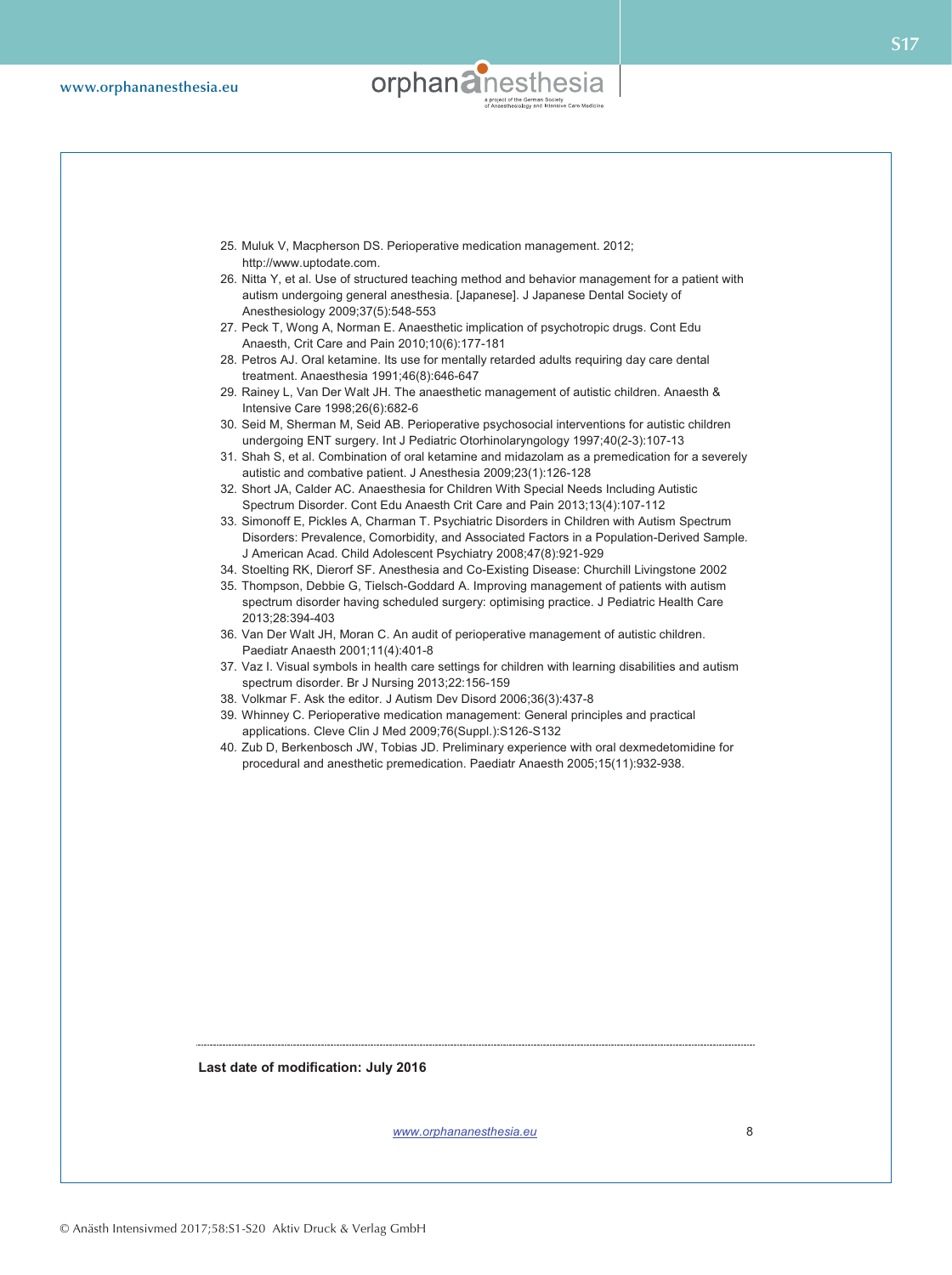25. Muluk V, Macpherson DS. Perioperative medication management. 2012; http://www.uptodate.com.
26. Nitta Y, et al. Use of structured teaching method and behavior management for a patient with autism undergoing general anesthesia. [Japanese]. J Japanese Dental Society of Anesthesiology 2009;37(5):548-553
27. Peck T, Wong A, Norman E. Anaesthetic implication of psychotropic drugs. Cont Edu Anaesth, Crit Care and Pain 2010;10(6):177-181
28. Petros AJ. Oral ketamine. Its use for mentally retarded adults requiring day care dental treatment. Anaesthesia 1991;46(8):646-647
29. Rainey L, Van Der Walt JH. The anaesthetic management of autistic children. Anaesth & Intensive Care 1998;26(6):682-6
30. Seid M, Sherman M, Seid AB. Perioperative psychosocial interventions for autistic children undergoing ENT surgery. Int J Pediatric Otorhinolaryngology 1997;40(2-3):107-13
31. Shah S, et al. Combination of oral ketamine and midazolam as a premedication for a severely autistic and combative patient. J Anesthesia 2009;23(1):126-128
32. Short JA, Calder AC. Anaesthesia for Children With Special Needs Including Autistic Spectrum Disorder. Cont Edu Anaesth Crit Care and Pain 2013;13(4):107-112
33. Simonoff E, Pickles A, Charman T. Psychiatric Disorders in Children with Autism Spectrum Disorders: Prevalence, Comorbidity, and Associated Factors in a Population-Derived Sample. J American Acad. Child Adolescent Psychiatry 2008;47(8):921-929
34. Stoelting RK, Dierorf SF. Anesthesia and Co-Existing Disease: Churchill Livingstone 2002
35. Thompson, Debbie G, Tielsch-Goddard A. Improving management of patients with autism spectrum disorder having scheduled surgery: optimising practice. J Pediatric Health Care 2013;28:394-403
36. Van Der Walt JH, Moran C. An audit of perioperative management of autistic children. Paediatr Anaesth 2001;11(4):401-8
37. Vaz I. Visual symbols in health care settings for children with learning disabilities and autism spectrum disorder. Br J Nursing 2013;22:156-159
38. Volkmar F. Ask the editor. J Autism Dev Disord 2006;36(3):437-8
39. Whinney C. Perioperative medication management: General principles and practical applications. Cleve Clin J Med 2009;76(Suppl.):S126-S132
40. Zub D, Berkenbosch JW, Tobias JD. Preliminary experience with oral dexmedetomidine for procedural and anesthetic premedication. Paediatr Anaesth 2005;15(11):932-938.

---

**Last date of modification: July 2016**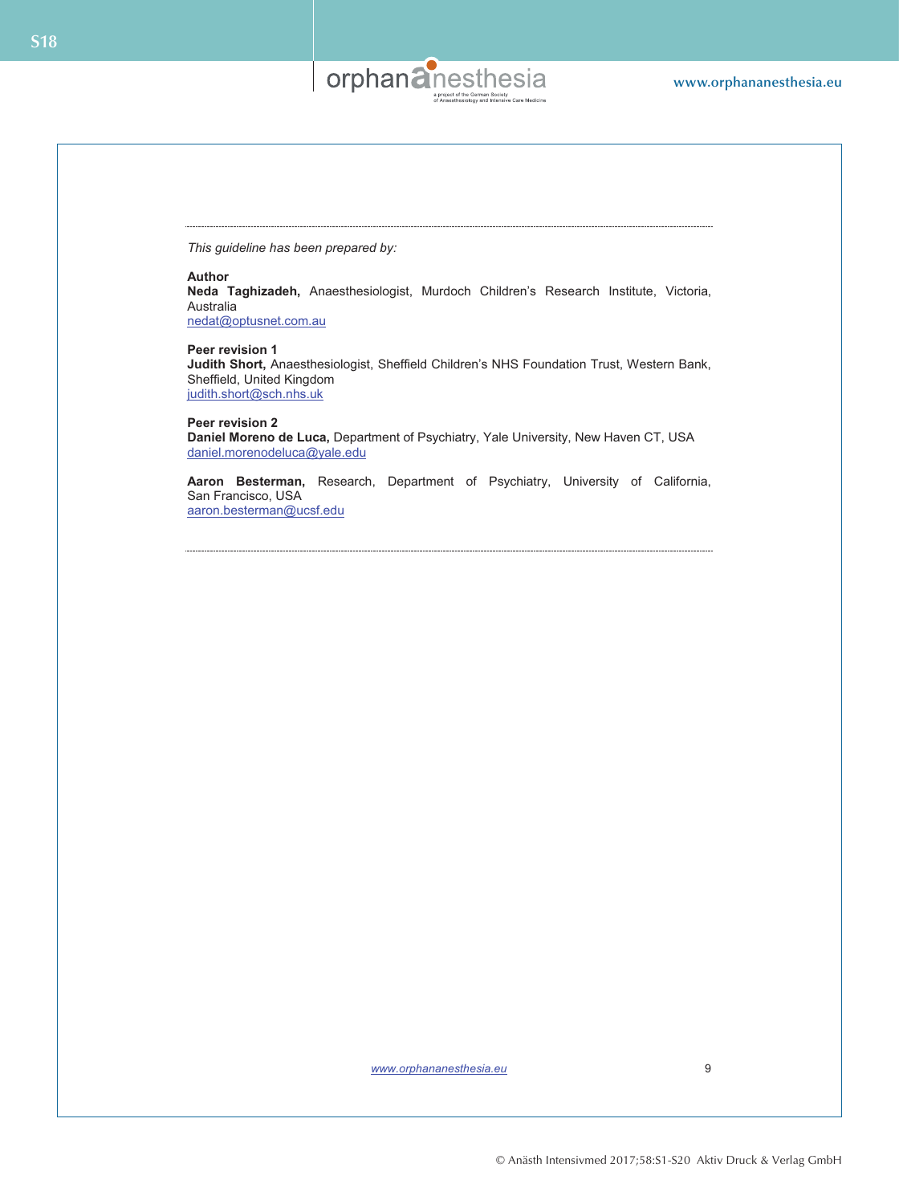*This guideline has been prepared by:*

**Author**
**Neda Taghizadeh,** Anaesthesiologist, Murdoch Children's Research Institute, Victoria, Australia
nedat@optusnet.com.au

**Peer revision 1**
**Judith Short,** Anaesthesiologist, Sheffield Children's NHS Foundation Trust, Western Bank, Sheffield, United Kingdom
judith.short@sch.nhs.uk

**Peer revision 2**
**Daniel Moreno de Luca,** Department of Psychiatry, Yale University, New Haven CT, USA
daniel.morenodeluca@yale.edu

**Aaron Besterman,** Research, Department of Psychiatry, University of California, San Francisco, USA
aaron.besterman@ucsf.edu